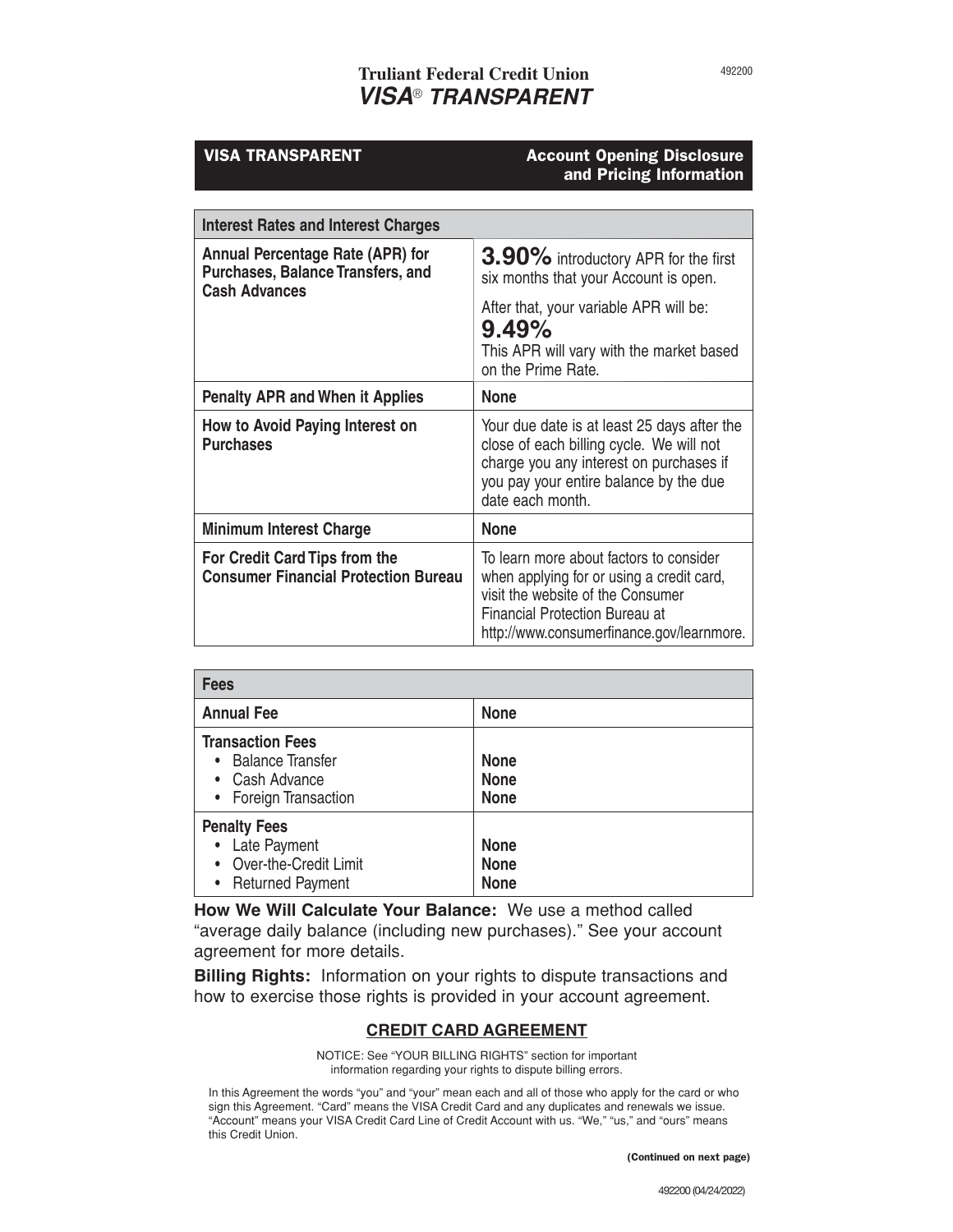# Truliant Federal Credit Union
## *VISA® TRANSPARENT*

| VISA TRANSPARENT | Account Opening Disclosure and Pricing Information |
|---|---|

| Interest Rates and Interest Charges | |
|---|---|
| **Annual Percentage Rate (APR) for Purchases, Balance Transfers, and Cash Advances** | **3.90%** introductory APR for the first six months that your Account is open.<br>After that, your variable APR will be:<br>**9.49%**<br>This APR will vary with the market based on the Prime Rate. |
| **Penalty APR and When it Applies** | **None** |
| **How to Avoid Paying Interest on Purchases** | Your due date is at least 25 days after the close of each billing cycle. We will not charge you any interest on purchases if you pay your entire balance by the due date each month. |
| **Minimum Interest Charge** | **None** |
| **For Credit Card Tips from the Consumer Financial Protection Bureau** | To learn more about factors to consider when applying for or using a credit card, visit the website of the Consumer Financial Protection Bureau at http://www.consumerfinance.gov/learnmore. |

| Fees | |
|---|---|
| **Annual Fee** | **None** |
| **Transaction Fees**<br>• Balance Transfer<br>• Cash Advance<br>• Foreign Transaction | <br>**None**<br>**None**<br>**None** |
| **Penalty Fees**<br>• Late Payment<br>• Over-the-Credit Limit<br>• Returned Payment | <br>**None**<br>**None**<br>**None** |

**How We Will Calculate Your Balance:** We use a method called "average daily balance (including new purchases)." See your account agreement for more details.

**Billing Rights:** Information on your rights to dispute transactions and how to exercise those rights is provided in your account agreement.

## CREDIT CARD AGREEMENT

NOTICE: See "YOUR BILLING RIGHTS" section for important information regarding your rights to dispute billing errors.

In this Agreement the words "you" and "your" mean each and all of those who apply for the card or who sign this Agreement. "Card" means the VISA Credit Card and any duplicates and renewals we issue. "Account" means your VISA Credit Card Line of Credit Account with us. "We," "us," and "ours" means this Credit Union.

**(Continued on next page)**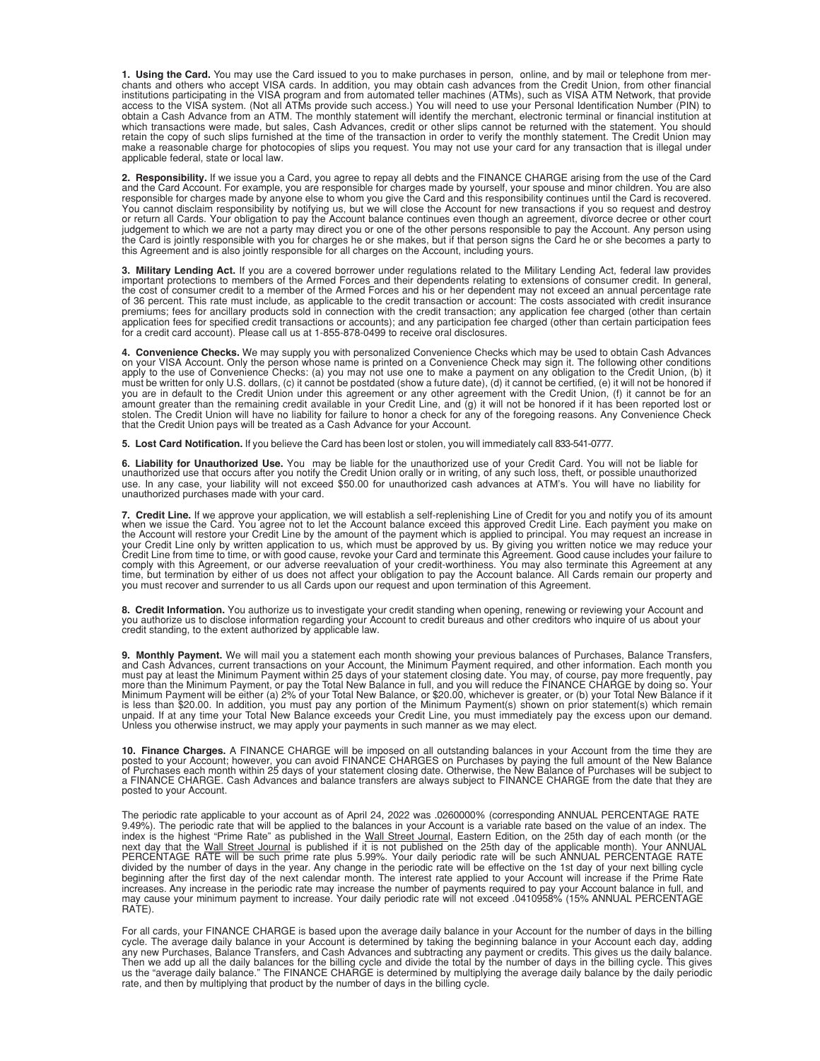**1. Using the Card.** You may use the Card issued to you to make purchases in person, online, and by mail or telephone from merchants and others who accept VISA cards. In addition, you may obtain cash advances from the Credit Union, from other financial institutions participating in the VISA program and from automated teller machines (ATMs), such as VISA ATM Network, that provide access to the VISA system. (Not all ATMs provide such access.) You will need to use your Personal Identification Number (PIN) to obtain a Cash Advance from an ATM. The monthly statement will identify the merchant, electronic terminal or financial institution at which transactions were made, but sales, Cash Advances, credit or other slips cannot be returned with the statement. You should retain the copy of such slips furnished at the time of the transaction in order to verify the monthly statement. The Credit Union may make a reasonable charge for photocopies of slips you request. You may not use your card for any transaction that is illegal under applicable federal, state or local law.

**2. Responsibility.** If we issue you a Card, you agree to repay all debts and the FINANCE CHARGE arising from the use of the Card and the Card Account. For example, you are responsible for charges made by yourself, your spouse and minor children. You are also responsible for charges made by anyone else to whom you give the Card and this responsibility continues until the Card is recovered. You cannot disclaim responsibility by notifying us, but we will close the Account for new transactions if you so request and destroy or return all Cards. Your obligation to pay the Account balance continues even though an agreement, divorce decree or other court judgement to which we are not a party may direct you or one of the other persons responsible to pay the Account. Any person using the Card is jointly responsible with you for charges he or she makes, but if that person signs the Card he or she becomes a party to this Agreement and is also jointly responsible for all charges on the Account, including yours.

**3. Military Lending Act.** If you are a covered borrower under regulations related to the Military Lending Act, federal law provides important protections to members of the Armed Forces and their dependents relating to extensions of consumer credit. In general, the cost of consumer credit to a member of the Armed Forces and his or her dependent may not exceed an annual percentage rate of 36 percent. This rate must include, as applicable to the credit transaction or account: The costs associated with credit insurance premiums; fees for ancillary products sold in connection with the credit transaction; any application fee charged (other than certain application fees for specified credit transactions or accounts); and any participation fee charged (other than certain participation fees for a credit card account). Please call us at 1-855-878-0499 to receive oral disclosures.

**4. Convenience Checks.** We may supply you with personalized Convenience Checks which may be used to obtain Cash Advances on your VISA Account. Only the person whose name is printed on a Convenience Check may sign it. The following other conditions apply to the use of Convenience Checks: (a) you may not use one to make a payment on any obligation to the Credit Union, (b) it must be written for only U.S. dollars, (c) it cannot be postdated (show a future date), (d) it cannot be certified, (e) it will not be honored if you are in default to the Credit Union under this agreement or any other agreement with the Credit Union, (f) it cannot be for an amount greater than the remaining credit available in your Credit Line, and (g) it will not be honored if it has been reported lost or stolen. The Credit Union will have no liability for failure to honor a check for any of the foregoing reasons. Any Convenience Check that the Credit Union pays will be treated as a Cash Advance for your Account.

**5. Lost Card Notification.** If you believe the Card has been lost or stolen, you will immediately call 833-541-0777.

**6. Liability for Unauthorized Use.** You may be liable for the unauthorized use of your Credit Card. You will not be liable for unauthorized use that occurs after you notify the Credit Union orally or in writing, of any such loss, theft, or possible unauthorized use. In any case, your liability will not exceed $50.00 for unauthorized cash advances at ATM's. You will have no liability for unauthorized purchases made with your card.

**7. Credit Line.** If we approve your application, we will establish a self-replenishing Line of Credit for you and notify you of its amount when we issue the Card. You agree not to let the Account balance exceed this approved Credit Line. Each payment you make on the Account will restore your Credit Line by the amount of the payment which is applied to principal. You may request an increase in your Credit Line only by written application to us, which must be approved by us. By giving you written notice we may reduce your Credit Line from time to time, or with good cause, revoke your Card and terminate this Agreement. Good cause includes your failure to comply with this Agreement, or our adverse reevaluation of your credit-worthiness. You may also terminate this Agreement at any time, but termination by either of us does not affect your obligation to pay the Account balance. All Cards remain our property and you must recover and surrender to us all Cards upon our request and upon termination of this Agreement.

**8. Credit Information.** You authorize us to investigate your credit standing when opening, renewing or reviewing your Account and you authorize us to disclose information regarding your Account to credit bureaus and other creditors who inquire of us about your credit standing, to the extent authorized by applicable law.

**9. Monthly Payment.** We will mail you a statement each month showing your previous balances of Purchases, Balance Transfers, and Cash Advances, current transactions on your Account, the Minimum Payment required, and other information. Each month you must pay at least the Minimum Payment within 25 days of your statement closing date. You may, of course, pay more frequently, pay more than the Minimum Payment, or pay the Total New Balance in full, and you will reduce the FINANCE CHARGE by doing so. Your Minimum Payment will be either (a) 2% of your Total New Balance, or $20.00, whichever is greater, or (b) your Total New Balance if it is less than $20.00. In addition, you must pay any portion of the Minimum Payment(s) shown on prior statement(s) which remain unpaid. If at any time your Total New Balance exceeds your Credit Line, you must immediately pay the excess upon our demand. Unless you otherwise instruct, we may apply your payments in such manner as we may elect.

**10. Finance Charges.** A FINANCE CHARGE will be imposed on all outstanding balances in your Account from the time they are posted to your Account; however, you can avoid FINANCE CHARGES on Purchases by paying the full amount of the New Balance of Purchases each month within 25 days of your statement closing date. Otherwise, the New Balance of Purchases will be subject to a FINANCE CHARGE. Cash Advances and balance transfers are always subject to FINANCE CHARGE from the date that they are posted to your Account.

The periodic rate applicable to your account as of April 24, 2022 was .0260000% (corresponding ANNUAL PERCENTAGE RATE 9.49%). The periodic rate that will be applied to the balances in your Account is a variable rate based on the value of an index. The index is the highest "Prime Rate" as published in the Wall Street Journal, Eastern Edition, on the 25th day of each month (or the next day that the Wall Street Journal is published if it is not published on the 25th day of the applicable month). Your ANNUAL PERCENTAGE RATE will be such prime rate plus 5.99%. Your daily periodic rate will be such ANNUAL PERCENTAGE RATE divided by the number of days in the year. Any change in the periodic rate will be effective on the 1st day of your next billing cycle beginning after the first day of the next calendar month. The interest rate applied to your Account will increase if the Prime Rate increases. Any increase in the periodic rate may increase the number of payments required to pay your Account balance in full, and may cause your minimum payment to increase. Your daily periodic rate will not exceed .0410958% (15% ANNUAL PERCENTAGE RATE).

For all cards, your FINANCE CHARGE is based upon the average daily balance in your Account for the number of days in the billing cycle. The average daily balance in your Account is determined by taking the beginning balance in your Account each day, adding any new Purchases, Balance Transfers, and Cash Advances and subtracting any payment or credits. This gives us the daily balance. Then we add up all the daily balances for the billing cycle and divide the total by the number of days in the billing cycle. This gives us the "average daily balance." The FINANCE CHARGE is determined by multiplying the average daily balance by the daily periodic rate, and then by multiplying that product by the number of days in the billing cycle.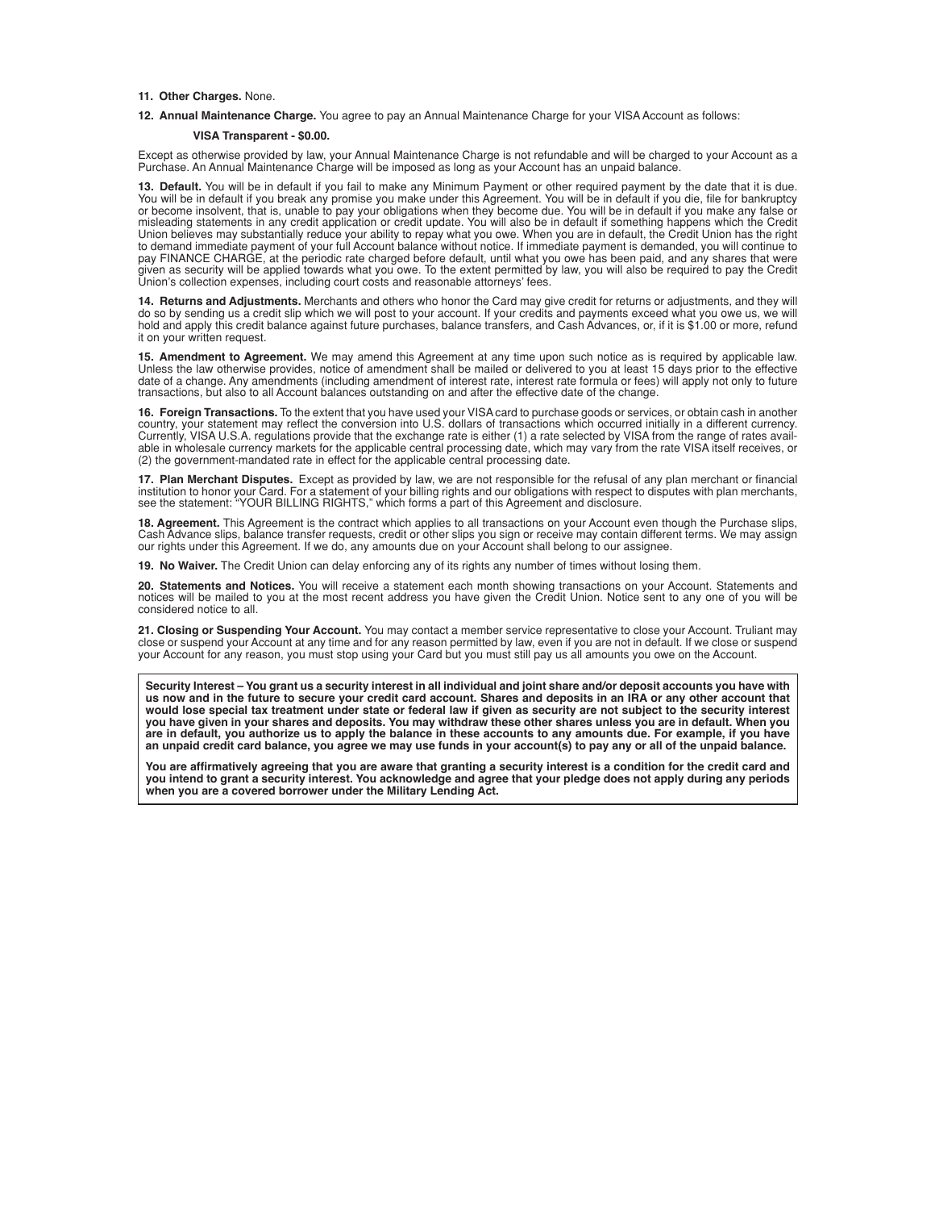**11. Other Charges.** None.

**12. Annual Maintenance Charge.** You agree to pay an Annual Maintenance Charge for your VISA Account as follows:

**VISA Transparent - $0.00.**

Except as otherwise provided by law, your Annual Maintenance Charge is not refundable and will be charged to your Account as a Purchase. An Annual Maintenance Charge will be imposed as long as your Account has an unpaid balance.

**13. Default.** You will be in default if you fail to make any Minimum Payment or other required payment by the date that it is due. You will be in default if you break any promise you make under this Agreement. You will be in default if you die, file for bankruptcy or become insolvent, that is, unable to pay your obligations when they become due. You will be in default if you make any false or misleading statements in any credit application or credit update. You will also be in default if something happens which the Credit Union believes may substantially reduce your ability to repay what you owe. When you are in default, the Credit Union has the right to demand immediate payment of your full Account balance without notice. If immediate payment is demanded, you will continue to pay FINANCE CHARGE, at the periodic rate charged before default, until what you owe has been paid, and any shares that were given as security will be applied towards what you owe. To the extent permitted by law, you will also be required to pay the Credit Union's collection expenses, including court costs and reasonable attorneys' fees.

**14. Returns and Adjustments.** Merchants and others who honor the Card may give credit for returns or adjustments, and they will do so by sending us a credit slip which we will post to your account. If your credits and payments exceed what you owe us, we will hold and apply this credit balance against future purchases, balance transfers, and Cash Advances, or, if it is $1.00 or more, refund it on your written request.

**15. Amendment to Agreement.** We may amend this Agreement at any time upon such notice as is required by applicable law. Unless the law otherwise provides, notice of amendment shall be mailed or delivered to you at least 15 days prior to the effective date of a change. Any amendments (including amendment of interest rate, interest rate formula or fees) will apply not only to future transactions, but also to all Account balances outstanding on and after the effective date of the change.

**16. Foreign Transactions.** To the extent that you have used your VISA card to purchase goods or services, or obtain cash in another country, your statement may reflect the conversion into U.S. dollars of transactions which occurred initially in a different currency. Currently, VISA U.S.A. regulations provide that the exchange rate is either (1) a rate selected by VISA from the range of rates available in wholesale currency markets for the applicable central processing date, which may vary from the rate VISA itself receives, or (2) the government-mandated rate in effect for the applicable central processing date.

**17. Plan Merchant Disputes.** Except as provided by law, we are not responsible for the refusal of any plan merchant or financial institution to honor your Card. For a statement of your billing rights and our obligations with respect to disputes with plan merchants, see the statement: "YOUR BILLING RIGHTS," which forms a part of this Agreement and disclosure.

**18. Agreement.** This Agreement is the contract which applies to all transactions on your Account even though the Purchase slips, Cash Advance slips, balance transfer requests, credit or other slips you sign or receive may contain different terms. We may assign our rights under this Agreement. If we do, any amounts due on your Account shall belong to our assignee.

**19. No Waiver.** The Credit Union can delay enforcing any of its rights any number of times without losing them.

**20. Statements and Notices.** You will receive a statement each month showing transactions on your Account. Statements and notices will be mailed to you at the most recent address you have given the Credit Union. Notice sent to any one of you will be considered notice to all.

**21. Closing or Suspending Your Account.** You may contact a member service representative to close your Account. Truliant may close or suspend your Account at any time and for any reason permitted by law, even if you are not in default. If we close or suspend your Account for any reason, you must stop using your Card but you must still pay us all amounts you owe on the Account.

**Security Interest – You grant us a security interest in all individual and joint share and/or deposit accounts you have with us now and in the future to secure your credit card account. Shares and deposits in an IRA or any other account that would lose special tax treatment under state or federal law if given as security are not subject to the security interest you have given in your shares and deposits. You may withdraw these other shares unless you are in default. When you are in default, you authorize us to apply the balance in these accounts to any amounts due. For example, if you have an unpaid credit card balance, you agree we may use funds in your account(s) to pay any or all of the unpaid balance.**

**You are affirmatively agreeing that you are aware that granting a security interest is a condition for the credit card and you intend to grant a security interest. You acknowledge and agree that your pledge does not apply during any periods when you are a covered borrower under the Military Lending Act.**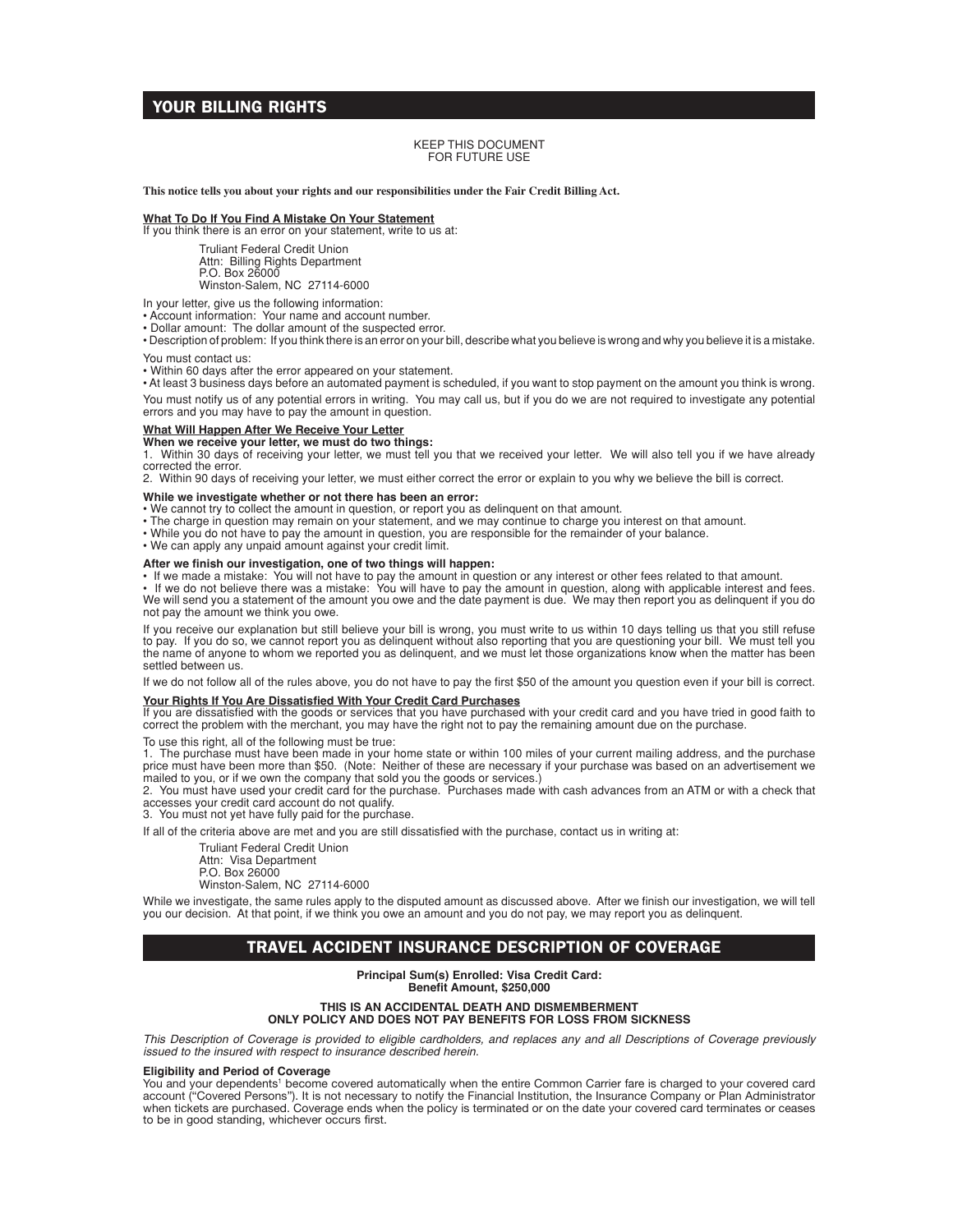## YOUR BILLING RIGHTS

KEEP THIS DOCUMENT
FOR FUTURE USE

**This notice tells you about your rights and our responsibilities under the Fair Credit Billing Act.**

**What To Do If You Find A Mistake On Your Statement**

If you think there is an error on your statement, write to us at:

Truliant Federal Credit Union
Attn: Billing Rights Department
P.O. Box 26000
Winston-Salem, NC 27114-6000

In your letter, give us the following information:

- Account information: Your name and account number.
- Dollar amount: The dollar amount of the suspected error.
- Description of problem: If you think there is an error on your bill, describe what you believe is wrong and why you believe it is a mistake.

You must contact us:

- Within 60 days after the error appeared on your statement.
- At least 3 business days before an automated payment is scheduled, if you want to stop payment on the amount you think is wrong.

You must notify us of any potential errors in writing. You may call us, but if you do we are not required to investigate any potential errors and you may have to pay the amount in question.

**What Will Happen After We Receive Your Letter**

**When we receive your letter, we must do two things:**

1. Within 30 days of receiving your letter, we must tell you that we received your letter. We will also tell you if we have already corrected the error.
2. Within 90 days of receiving your letter, we must either correct the error or explain to you why we believe the bill is correct.

**While we investigate whether or not there has been an error:**

- We cannot try to collect the amount in question, or report you as delinquent on that amount.
- The charge in question may remain on your statement, and we may continue to charge you interest on that amount.
- While you do not have to pay the amount in question, you are responsible for the remainder of your balance.
- We can apply any unpaid amount against your credit limit.

**After we finish our investigation, one of two things will happen:**

- If we made a mistake: You will not have to pay the amount in question or any interest or other fees related to that amount.
- If we do not believe there was a mistake: You will have to pay the amount in question, along with applicable interest and fees. We will send you a statement of the amount you owe and the date payment is due. We may then report you as delinquent if you do not pay the amount we think you owe.

If you receive our explanation but still believe your bill is wrong, you must write to us within 10 days telling us that you still refuse to pay. If you do so, we cannot report you as delinquent without also reporting that you are questioning your bill. We must tell you the name of anyone to whom we reported you as delinquent, and we must let those organizations know when the matter has been settled between us.

If we do not follow all of the rules above, you do not have to pay the first $50 of the amount you question even if your bill is correct.

**Your Rights If You Are Dissatisfied With Your Credit Card Purchases**

If you are dissatisfied with the goods or services that you have purchased with your credit card and you have tried in good faith to correct the problem with the merchant, you may have the right not to pay the remaining amount due on the purchase.

To use this right, all of the following must be true:

1. The purchase must have been made in your home state or within 100 miles of your current mailing address, and the purchase price must have been more than $50. (Note: Neither of these are necessary if your purchase was based on an advertisement we mailed to you, or if we own the company that sold you the goods or services.)
2. You must have used your credit card for the purchase. Purchases made with cash advances from an ATM or with a check that accesses your credit card account do not qualify.
3. You must not yet have fully paid for the purchase.

If all of the criteria above are met and you are still dissatisfied with the purchase, contact us in writing at:

Truliant Federal Credit Union
Attn: Visa Department
P.O. Box 26000
Winston-Salem, NC 27114-6000

While we investigate, the same rules apply to the disputed amount as discussed above. After we finish our investigation, we will tell you our decision. At that point, if we think you owe an amount and you do not pay, we may report you as delinquent.

## TRAVEL ACCIDENT INSURANCE DESCRIPTION OF COVERAGE

**Principal Sum(s) Enrolled: Visa Credit Card:**
**Benefit Amount, $250,000**

**THIS IS AN ACCIDENTAL DEATH AND DISMEMBERMENT ONLY POLICY AND DOES NOT PAY BENEFITS FOR LOSS FROM SICKNESS**

*This Description of Coverage is provided to eligible cardholders, and replaces any and all Descriptions of Coverage previously issued to the insured with respect to insurance described herein.*

**Eligibility and Period of Coverage**

You and your dependents[1] become covered automatically when the entire Common Carrier fare is charged to your covered card account ("Covered Persons"). It is not necessary to notify the Financial Institution, the Insurance Company or Plan Administrator when tickets are purchased. Coverage ends when the policy is terminated or on the date your covered card terminates or ceases to be in good standing, whichever occurs first.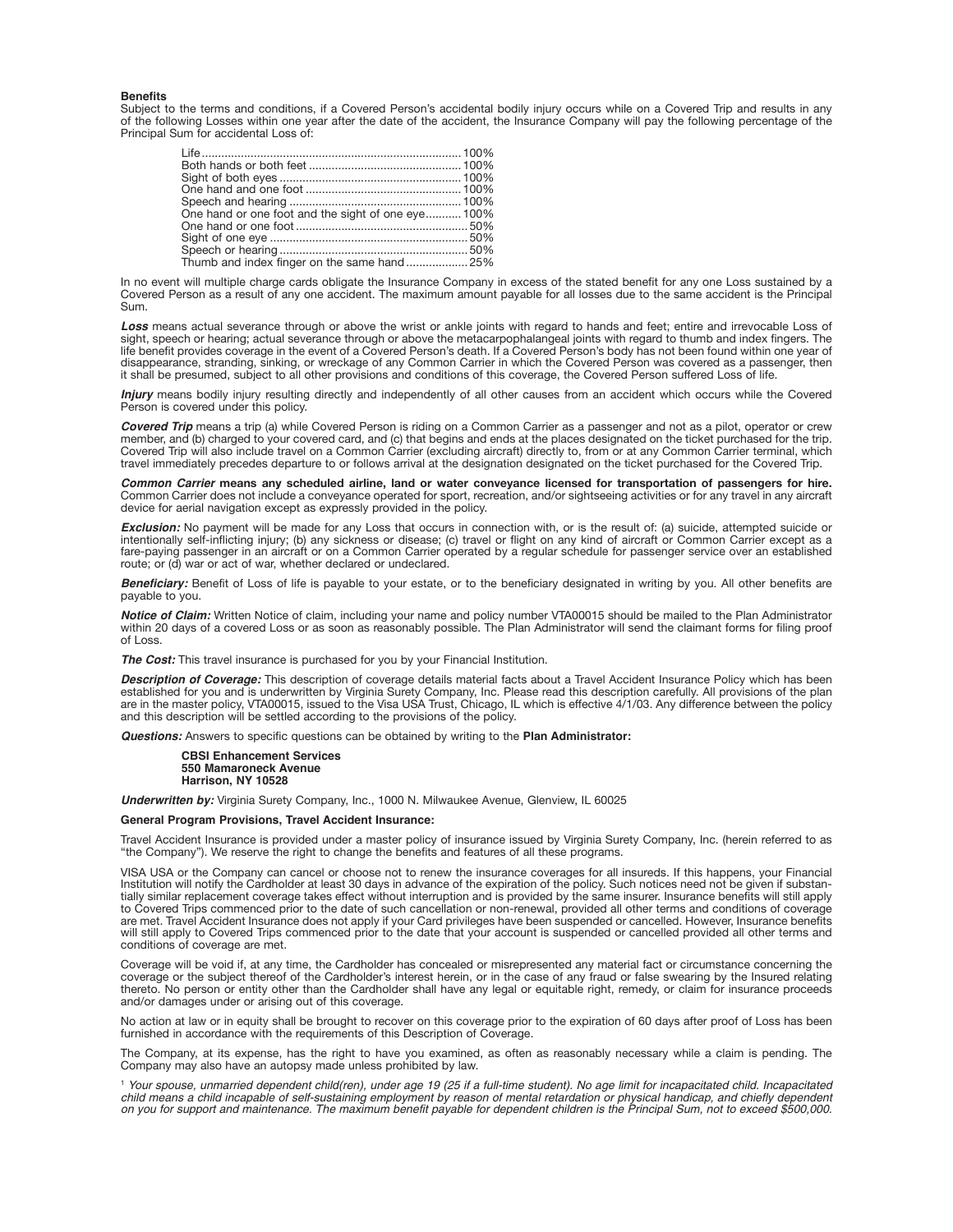**Benefits**

Subject to the terms and conditions, if a Covered Person's accidental bodily injury occurs while on a Covered Trip and results in any of the following Losses within one year after the date of the accident, the Insurance Company will pay the following percentage of the Principal Sum for accidental Loss of:

| | |
|---|---|
| Life | 100% |
| Both hands or both feet | 100% |
| Sight of both eyes | 100% |
| One hand and one foot | 100% |
| Speech and hearing | 100% |
| One hand or one foot and the sight of one eye | 100% |
| One hand or one foot | 50% |
| Sight of one eye | 50% |
| Speech or hearing | 50% |
| Thumb and index finger on the same hand | 25% |

In no event will multiple charge cards obligate the Insurance Company in excess of the stated benefit for any one Loss sustained by a Covered Person as a result of any one accident. The maximum amount payable for all losses due to the same accident is the Principal Sum.

***Loss*** means actual severance through or above the wrist or ankle joints with regard to hands and feet; entire and irrevocable Loss of sight, speech or hearing; actual severance through or above the metacarpophalangeal joints with regard to thumb and index fingers. The life benefit provides coverage in the event of a Covered Person's death. If a Covered Person's body has not been found within one year of disappearance, stranding, sinking, or wreckage of any Common Carrier in which the Covered Person was covered as a passenger, then it shall be presumed, subject to all other provisions and conditions of this coverage, the Covered Person suffered Loss of life.

***Injury*** means bodily injury resulting directly and independently of all other causes from an accident which occurs while the Covered Person is covered under this policy.

***Covered Trip*** means a trip (a) while Covered Person is riding on a Common Carrier as a passenger and not as a pilot, operator or crew member, and (b) charged to your covered card, and (c) that begins and ends at the places designated on the ticket purchased for the trip. Covered Trip will also include travel on a Common Carrier (excluding aircraft) directly to, from or at any Common Carrier terminal, which travel immediately precedes departure to or follows arrival at the designation designated on the ticket purchased for the Covered Trip.

***Common Carrier*** **means any scheduled airline, land or water conveyance licensed for transportation of passengers for hire.** Common Carrier does not include a conveyance operated for sport, recreation, and/or sightseeing activities or for any travel in any aircraft device for aerial navigation except as expressly provided in the policy.

***Exclusion:*** No payment will be made for any Loss that occurs in connection with, or is the result of: (a) suicide, attempted suicide or intentionally self-inflicting injury; (b) any sickness or disease; (c) travel or flight on any kind of aircraft or Common Carrier except as a fare-paying passenger in an aircraft or on a Common Carrier operated by a regular schedule for passenger service over an established route; or (d) war or act of war, whether declared or undeclared.

***Beneficiary:*** Benefit of Loss of life is payable to your estate, or to the beneficiary designated in writing by you. All other benefits are payable to you.

***Notice of Claim:*** Written Notice of claim, including your name and policy number VTA00015 should be mailed to the Plan Administrator within 20 days of a covered Loss or as soon as reasonably possible. The Plan Administrator will send the claimant forms for filing proof of Loss.

***The Cost:*** This travel insurance is purchased for you by your Financial Institution.

***Description of Coverage:*** This description of coverage details material facts about a Travel Accident Insurance Policy which has been established for you and is underwritten by Virginia Surety Company, Inc. Please read this description carefully. All provisions of the plan are in the master policy, VTA00015, issued to the Visa USA Trust, Chicago, IL which is effective 4/1/03. Any difference between the policy and this description will be settled according to the provisions of the policy.

***Questions:*** Answers to specific questions can be obtained by writing to the **Plan Administrator:**

**CBSI Enhancement Services**
**550 Mamaroneck Avenue**
**Harrison, NY 10528**

***Underwritten by:*** Virginia Surety Company, Inc., 1000 N. Milwaukee Avenue, Glenview, IL 60025

**General Program Provisions, Travel Accident Insurance:**

Travel Accident Insurance is provided under a master policy of insurance issued by Virginia Surety Company, Inc. (herein referred to as "the Company"). We reserve the right to change the benefits and features of all these programs.

VISA USA or the Company can cancel or choose not to renew the insurance coverages for all insureds. If this happens, your Financial Institution will notify the Cardholder at least 30 days in advance of the expiration of the policy. Such notices need not be given if substantially similar replacement coverage takes effect without interruption and is provided by the same insurer. Insurance benefits will still apply to Covered Trips commenced prior to the date of such cancellation or non-renewal, provided all other terms and conditions of coverage are met. Travel Accident Insurance does not apply if your Card privileges have been suspended or cancelled. However, Insurance benefits will still apply to Covered Trips commenced prior to the date that your account is suspended or cancelled provided all other terms and conditions of coverage are met.

Coverage will be void if, at any time, the Cardholder has concealed or misrepresented any material fact or circumstance concerning the coverage or the subject thereof of the Cardholder's interest herein, or in the case of any fraud or false swearing by the Insured relating thereto. No person or entity other than the Cardholder shall have any legal or equitable right, remedy, or claim for insurance proceeds and/or damages under or arising out of this coverage.

No action at law or in equity shall be brought to recover on this coverage prior to the expiration of 60 days after proof of Loss has been furnished in accordance with the requirements of this Description of Coverage.

The Company, at its expense, has the right to have you examined, as often as reasonably necessary while a claim is pending. The Company may also have an autopsy made unless prohibited by law.

[1] *Your spouse, unmarried dependent child(ren), under age 19 (25 if a full-time student). No age limit for incapacitated child. Incapacitated child means a child incapable of self-sustaining employment by reason of mental retardation or physical handicap, and chiefly dependent on you for support and maintenance. The maximum benefit payable for dependent children is the Principal Sum, not to exceed $500,000.*